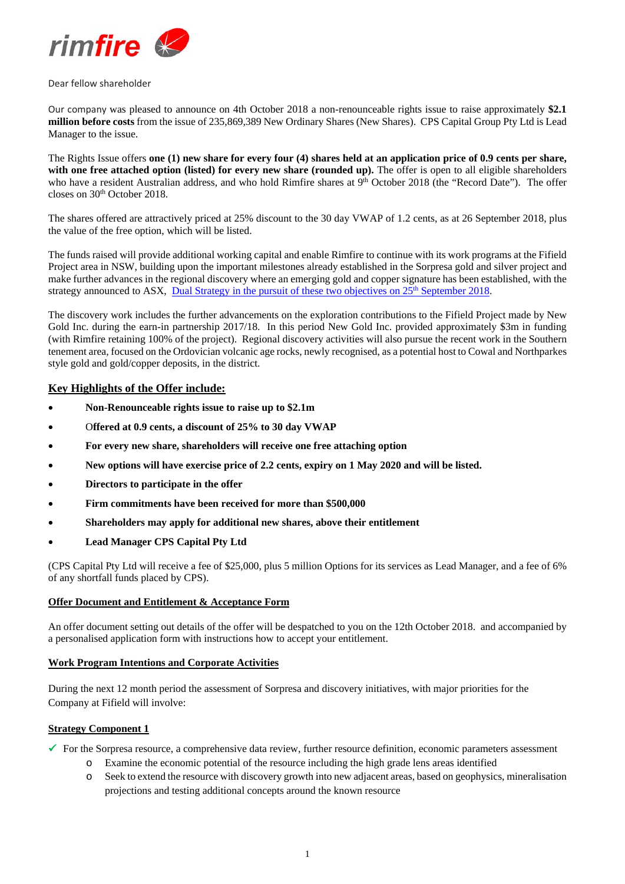rimfire

Dear fellow shareholder

Our company was pleased to announce on 4th October 2018 a non-renounceable rights issue to raise approximately **$2.1 million before costs** from the issue of 235,869,389 New Ordinary Shares (New Shares). CPS Capital Group Pty Ltd is Lead Manager to the issue.

The Rights Issue offers **one (1) new share for every four (4) shares held at an application price of 0.9 cents per share, with one free attached option (listed) for every new share (rounded up).** The offer is open to all eligible shareholders who have a resident Australian address, and who hold Rimfire shares at 9th October 2018 (the "Record Date"). The offer closes on 30th October 2018.

The shares offered are attractively priced at 25% discount to the 30 day VWAP of 1.2 cents, as at 26 September 2018, plus the value of the free option, which will be listed.

The funds raised will provide additional working capital and enable Rimfire to continue with its work programs at the Fifield Project area in NSW, building upon the important milestones already established in the Sorpresa gold and silver project and make further advances in the regional discovery where an emerging gold and copper signature has been established, with the strategy announced to ASX, Dual Strategy in the pursuit of these two objectives on 25th September 2018.

The discovery work includes the further advancements on the exploration contributions to the Fifield Project made by New Gold Inc. during the earn-in partnership 2017/18. In this period New Gold Inc. provided approximately $3m in funding (with Rimfire retaining 100% of the project). Regional discovery activities will also pursue the recent work in the Southern tenement area, focused on the Ordovician volcanic age rocks, newly recognised, as a potential host to Cowal and Northparkes style gold and gold/copper deposits, in the district.

## Key Highlights of the Offer include:

- **Non-Renounceable rights issue to raise up to $2.1m**
- **Offered at 0.9 cents, a discount of 25% to 30 day VWAP**
- **For every new share, shareholders will receive one free attaching option**
- **New options will have exercise price of 2.2 cents, expiry on 1 May 2020 and will be listed.**
- **Directors to participate in the offer**
- **Firm commitments have been received for more than $500,000**
- **Shareholders may apply for additional new shares, above their entitlement**
- **Lead Manager CPS Capital Pty Ltd**

(CPS Capital Pty Ltd will receive a fee of $25,000, plus 5 million Options for its services as Lead Manager, and a fee of 6% of any shortfall funds placed by CPS).

### Offer Document and Entitlement & Acceptance Form

An offer document setting out details of the offer will be despatched to you on the 12th October 2018. and accompanied by a personalised application form with instructions how to accept your entitlement.

### Work Program Intentions and Corporate Activities

During the next 12 month period the assessment of Sorpresa and discovery initiatives, with major priorities for the Company at Fifield will involve:

### Strategy Component 1

- ✓ For the Sorpresa resource, a comprehensive data review, further resource definition, economic parameters assessment
  - Examine the economic potential of the resource including the high grade lens areas identified
  - Seek to extend the resource with discovery growth into new adjacent areas, based on geophysics, mineralisation projections and testing additional concepts around the known resource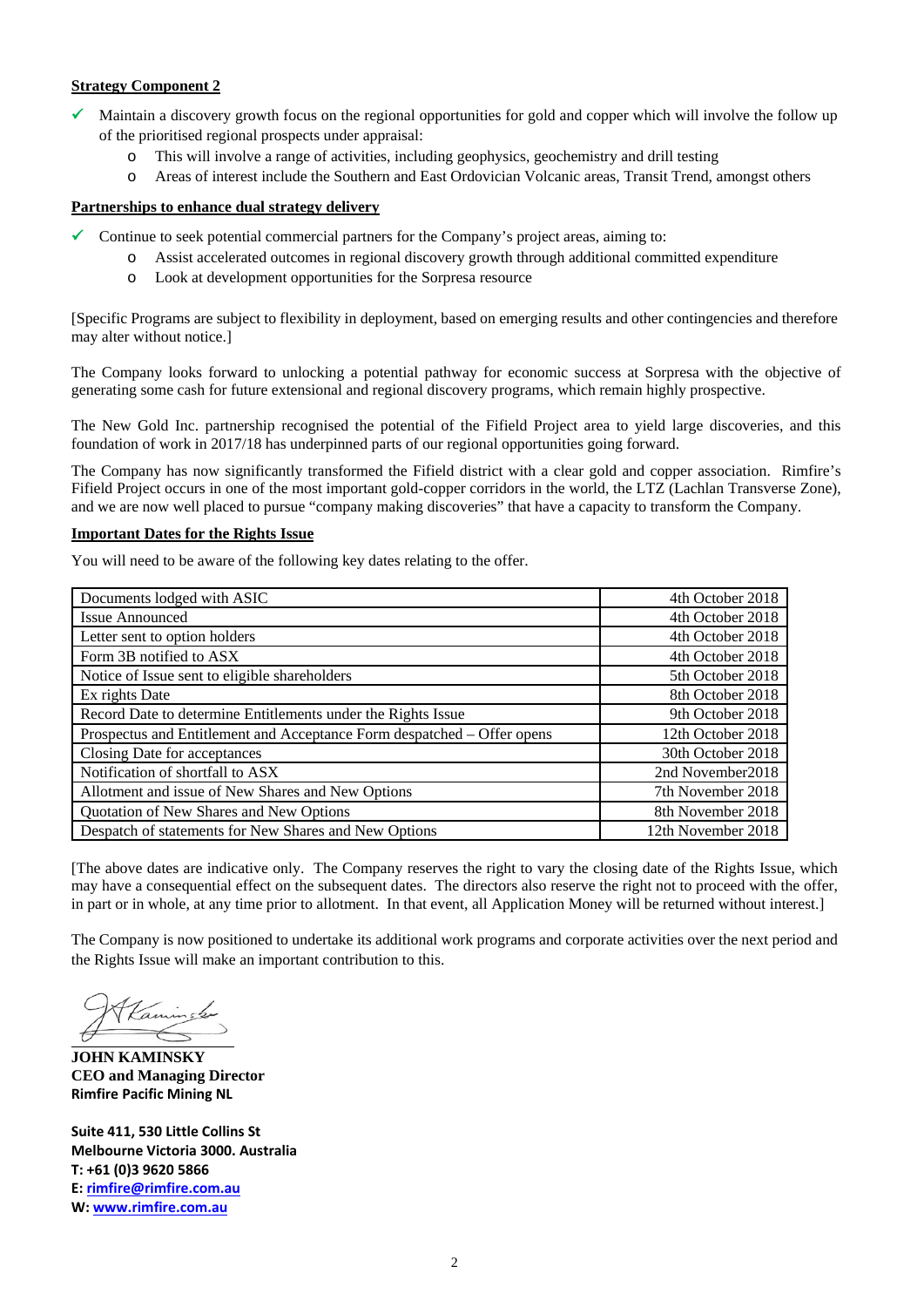**Strategy Component 2**

- ✓ Maintain a discovery growth focus on the regional opportunities for gold and copper which will involve the follow up of the prioritised regional prospects under appraisal:
  - This will involve a range of activities, including geophysics, geochemistry and drill testing
  - Areas of interest include the Southern and East Ordovician Volcanic areas, Transit Trend, amongst others

**Partnerships to enhance dual strategy delivery**

- ✓ Continue to seek potential commercial partners for the Company's project areas, aiming to:
  - Assist accelerated outcomes in regional discovery growth through additional committed expenditure
  - Look at development opportunities for the Sorpresa resource

[Specific Programs are subject to flexibility in deployment, based on emerging results and other contingencies and therefore may alter without notice.]

The Company looks forward to unlocking a potential pathway for economic success at Sorpresa with the objective of generating some cash for future extensional and regional discovery programs, which remain highly prospective.

The New Gold Inc. partnership recognised the potential of the Fifield Project area to yield large discoveries, and this foundation of work in 2017/18 has underpinned parts of our regional opportunities going forward.

The Company has now significantly transformed the Fifield district with a clear gold and copper association. Rimfire's Fifield Project occurs in one of the most important gold-copper corridors in the world, the LTZ (Lachlan Transverse Zone), and we are now well placed to pursue "company making discoveries" that have a capacity to transform the Company.

**Important Dates for the Rights Issue**

You will need to be aware of the following key dates relating to the offer.

| | |
|---|---|
| Documents lodged with ASIC | 4th October 2018 |
| Issue Announced | 4th October 2018 |
| Letter sent to option holders | 4th October 2018 |
| Form 3B notified to ASX | 4th October 2018 |
| Notice of Issue sent to eligible shareholders | 5th October 2018 |
| Ex rights Date | 8th October 2018 |
| Record Date to determine Entitlements under the Rights Issue | 9th October 2018 |
| Prospectus and Entitlement and Acceptance Form despatched – Offer opens | 12th October 2018 |
| Closing Date for acceptances | 30th October 2018 |
| Notification of shortfall to ASX | 2nd November2018 |
| Allotment and issue of New Shares and New Options | 7th November 2018 |
| Quotation of New Shares and New Options | 8th November 2018 |
| Despatch of statements for New Shares and New Options | 12th November 2018 |

[The above dates are indicative only. The Company reserves the right to vary the closing date of the Rights Issue, which may have a consequential effect on the subsequent dates. The directors also reserve the right not to proceed with the offer, in part or in whole, at any time prior to allotment. In that event, all Application Money will be returned without interest.]

The Company is now positioned to undertake its additional work programs and corporate activities over the next period and the Rights Issue will make an important contribution to this.

**JOHN KAMINSKY**
**CEO and Managing Director**
**Rimfire Pacific Mining NL**

**Suite 411, 530 Little Collins St**
**Melbourne Victoria 3000. Australia**
**T: +61 (0)3 9620 5866**
**E: rimfire@rimfire.com.au**
**W: www.rimfire.com.au**